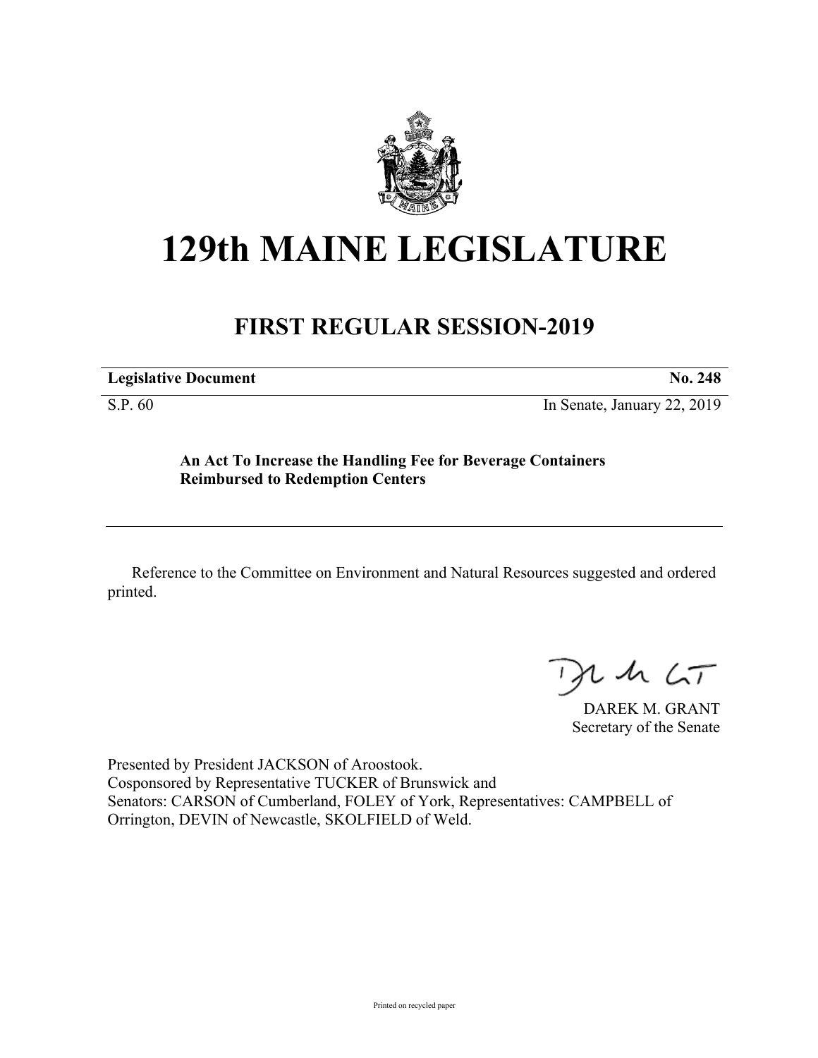# 129th MAINE LEGISLATURE

## FIRST REGULAR SESSION-2019

| **Legislative Document** | **No. 248** |
|---|---|
| S.P. 60 | In Senate, January 22, 2019 |

**An Act To Increase the Handling Fee for Beverage Containers Reimbursed to Redemption Centers**

Reference to the Committee on Environment and Natural Resources suggested and ordered printed.

DAREK M. GRANT
Secretary of the Senate

Presented by President JACKSON of Aroostook.
Cosponsored by Representative TUCKER of Brunswick and
Senators: CARSON of Cumberland, FOLEY of York, Representatives: CAMPBELL of Orrington, DEVIN of Newcastle, SKOLFIELD of Weld.

Printed on recycled paper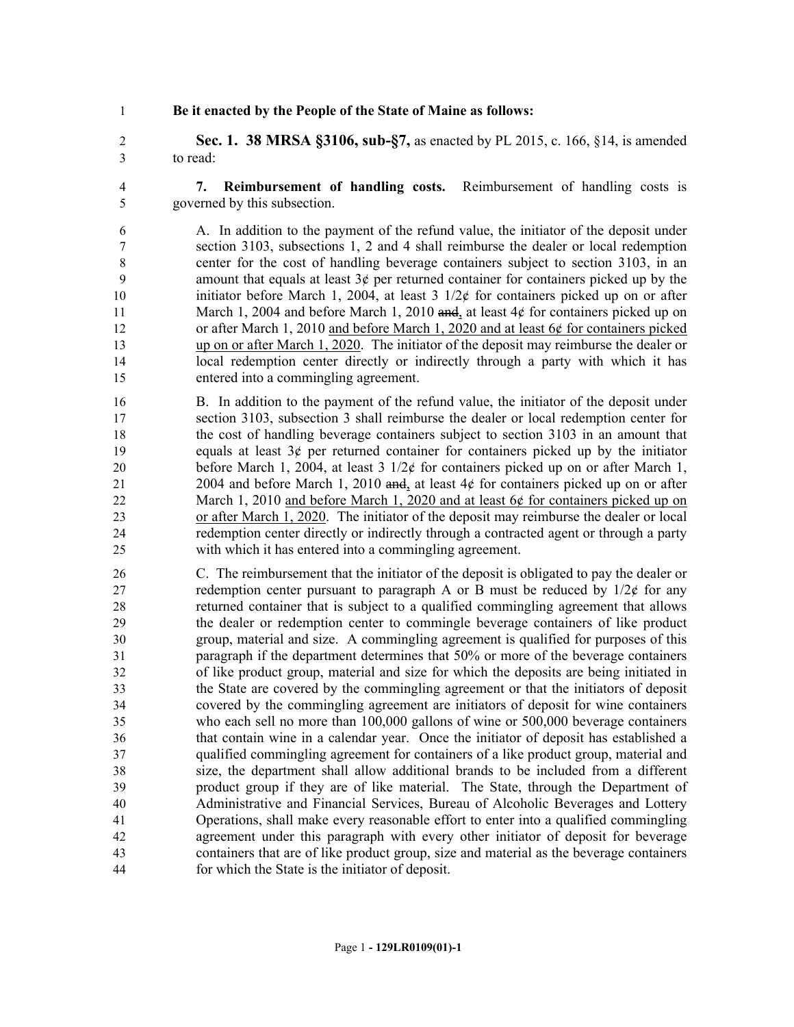**Be it enacted by the People of the State of Maine as follows:**

**Sec. 1. 38 MRSA §3106, sub-§7,** as enacted by PL 2015, c. 166, §14, is amended to read:

**7. Reimbursement of handling costs.** Reimbursement of handling costs is governed by this subsection.

A. In addition to the payment of the refund value, the initiator of the deposit under section 3103, subsections 1, 2 and 4 shall reimburse the dealer or local redemption center for the cost of handling beverage containers subject to section 3103, in an amount that equals at least 3¢ per returned container for containers picked up by the initiator before March 1, 2004, at least 3 1/2¢ for containers picked up on or after March 1, 2004 and before March 1, 2010 ~~and~~, at least 4¢ for containers picked up on or after March 1, 2010 <u>and before March 1, 2020 and at least 6¢ for containers picked up on or after March 1, 2020</u>. The initiator of the deposit may reimburse the dealer or local redemption center directly or indirectly through a party with which it has entered into a commingling agreement.

B. In addition to the payment of the refund value, the initiator of the deposit under section 3103, subsection 3 shall reimburse the dealer or local redemption center for the cost of handling beverage containers subject to section 3103 in an amount that equals at least 3¢ per returned container for containers picked up by the initiator before March 1, 2004, at least 3 1/2¢ for containers picked up on or after March 1, 2004 and before March 1, 2010 ~~and~~, at least 4¢ for containers picked up on or after March 1, 2010 <u>and before March 1, 2020 and at least 6¢ for containers picked up on or after March 1, 2020</u>. The initiator of the deposit may reimburse the dealer or local redemption center directly or indirectly through a contracted agent or through a party with which it has entered into a commingling agreement.

C. The reimbursement that the initiator of the deposit is obligated to pay the dealer or redemption center pursuant to paragraph A or B must be reduced by 1/2¢ for any returned container that is subject to a qualified commingling agreement that allows the dealer or redemption center to commingle beverage containers of like product group, material and size. A commingling agreement is qualified for purposes of this paragraph if the department determines that 50% or more of the beverage containers of like product group, material and size for which the deposits are being initiated in the State are covered by the commingling agreement or that the initiators of deposit covered by the commingling agreement are initiators of deposit for wine containers who each sell no more than 100,000 gallons of wine or 500,000 beverage containers that contain wine in a calendar year. Once the initiator of deposit has established a qualified commingling agreement for containers of a like product group, material and size, the department shall allow additional brands to be included from a different product group if they are of like material. The State, through the Department of Administrative and Financial Services, Bureau of Alcoholic Beverages and Lottery Operations, shall make every reasonable effort to enter into a qualified commingling agreement under this paragraph with every other initiator of deposit for beverage containers that are of like product group, size and material as the beverage containers for which the State is the initiator of deposit.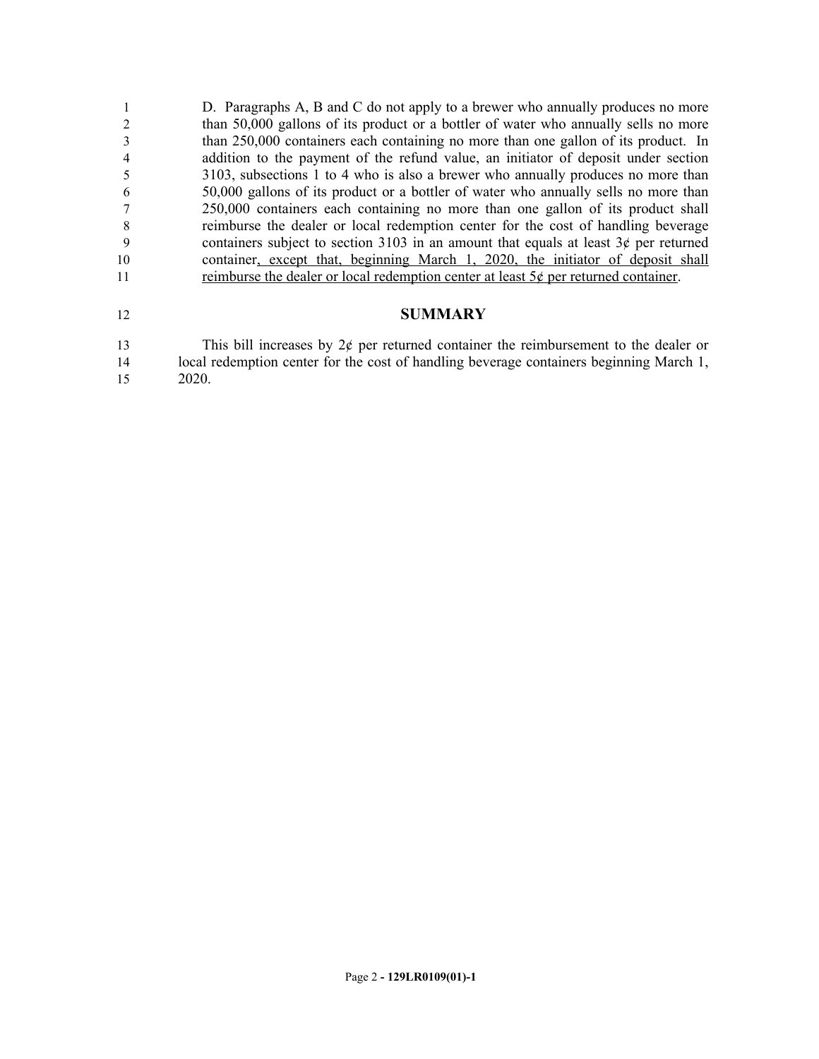D. Paragraphs A, B and C do not apply to a brewer who annually produces no more than 50,000 gallons of its product or a bottler of water who annually sells no more than 250,000 containers each containing no more than one gallon of its product. In addition to the payment of the refund value, an initiator of deposit under section 3103, subsections 1 to 4 who is also a brewer who annually produces no more than 50,000 gallons of its product or a bottler of water who annually sells no more than 250,000 containers each containing no more than one gallon of its product shall reimburse the dealer or local redemption center for the cost of handling beverage containers subject to section 3103 in an amount that equals at least 3¢ per returned container<u>, except that, beginning March 1, 2020, the initiator of deposit shall reimburse the dealer or local redemption center at least 5¢ per returned container</u>.

## SUMMARY

This bill increases by 2¢ per returned container the reimbursement to the dealer or local redemption center for the cost of handling beverage containers beginning March 1, 2020.